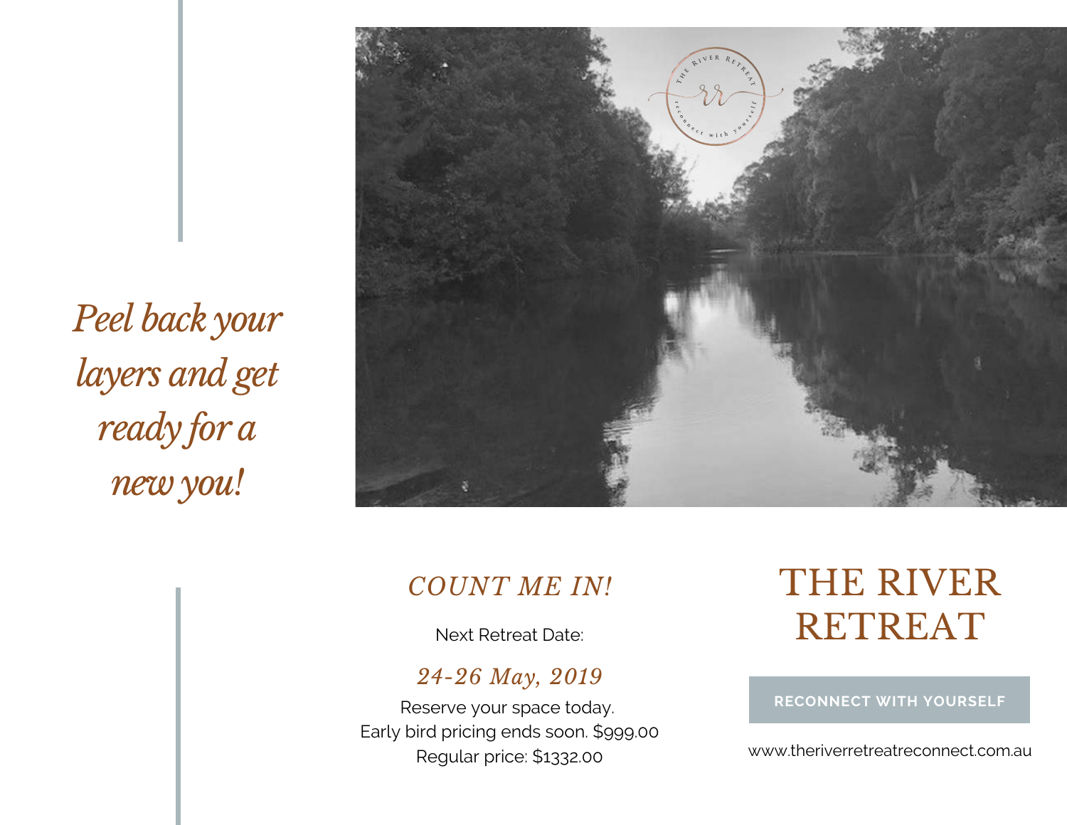*Peel back your layers and get ready for a new you!*

## *COUNT ME IN!*

Next Retreat Date:

### *24-26 May, 2019*

Reserve your space today.
Early bird pricing ends soon. $999.00
Regular price: $1332.00

# THE RIVER RETREAT

**RECONNECT WITH YOURSELF**

www.theriverretreatreconnect.com.au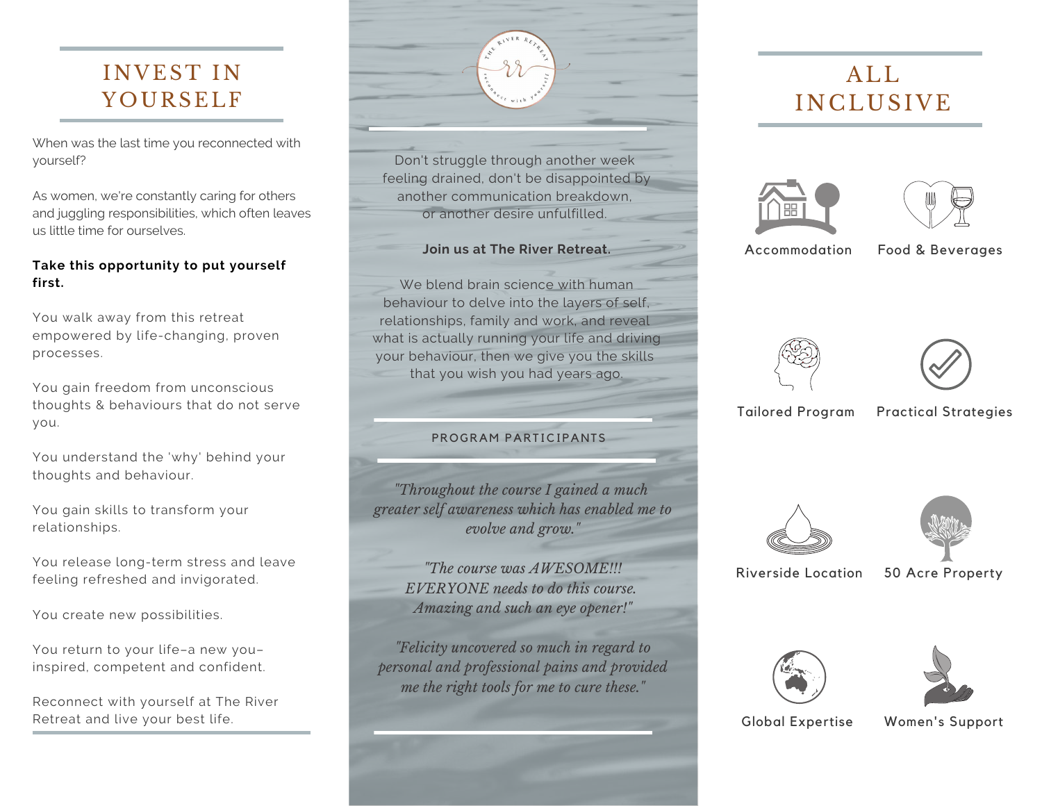# INVEST IN YOURSELF

When was the last time you reconnected with yourself?

As women, we're constantly caring for others and juggling responsibilities, which often leaves us little time for ourselves.

**Take this opportunity to put yourself first.**

You walk away from this retreat empowered by life-changing, proven processes.

You gain freedom from unconscious thoughts & behaviours that do not serve you.

You understand the 'why' behind your thoughts and behaviour.

You gain skills to transform your relationships.

You release long-term stress and leave feeling refreshed and invigorated.

You create new possibilities.

You return to your life–a new you–inspired, competent and confident.

Reconnect with yourself at The River Retreat and live your best life.

THE RIVER RETREAT – reconnect with yourself

Don't struggle through another week feeling drained, don't be disappointed by another communication breakdown, or another desire unfulfilled.

**Join us at The River Retreat.**

We blend brain science with human behaviour to delve into the layers of self, relationships, family and work, and reveal what is actually running your life and driving your behaviour, then we give you the skills that you wish you had years ago.

## PROGRAM PARTICIPANTS

*"Throughout the course I gained a much greater self awareness which has enabled me to evolve and grow."*

*"The course was AWESOME!!! EVERYONE needs to do this course. Amazing and such an eye opener!"*

*"Felicity uncovered so much in regard to personal and professional pains and provided me the right tools for me to cure these."*

# ALL INCLUSIVE

- Accommodation
- Food & Beverages
- Tailored Program
- Practical Strategies
- Riverside Location
- 50 Acre Property
- Global Expertise
- Women's Support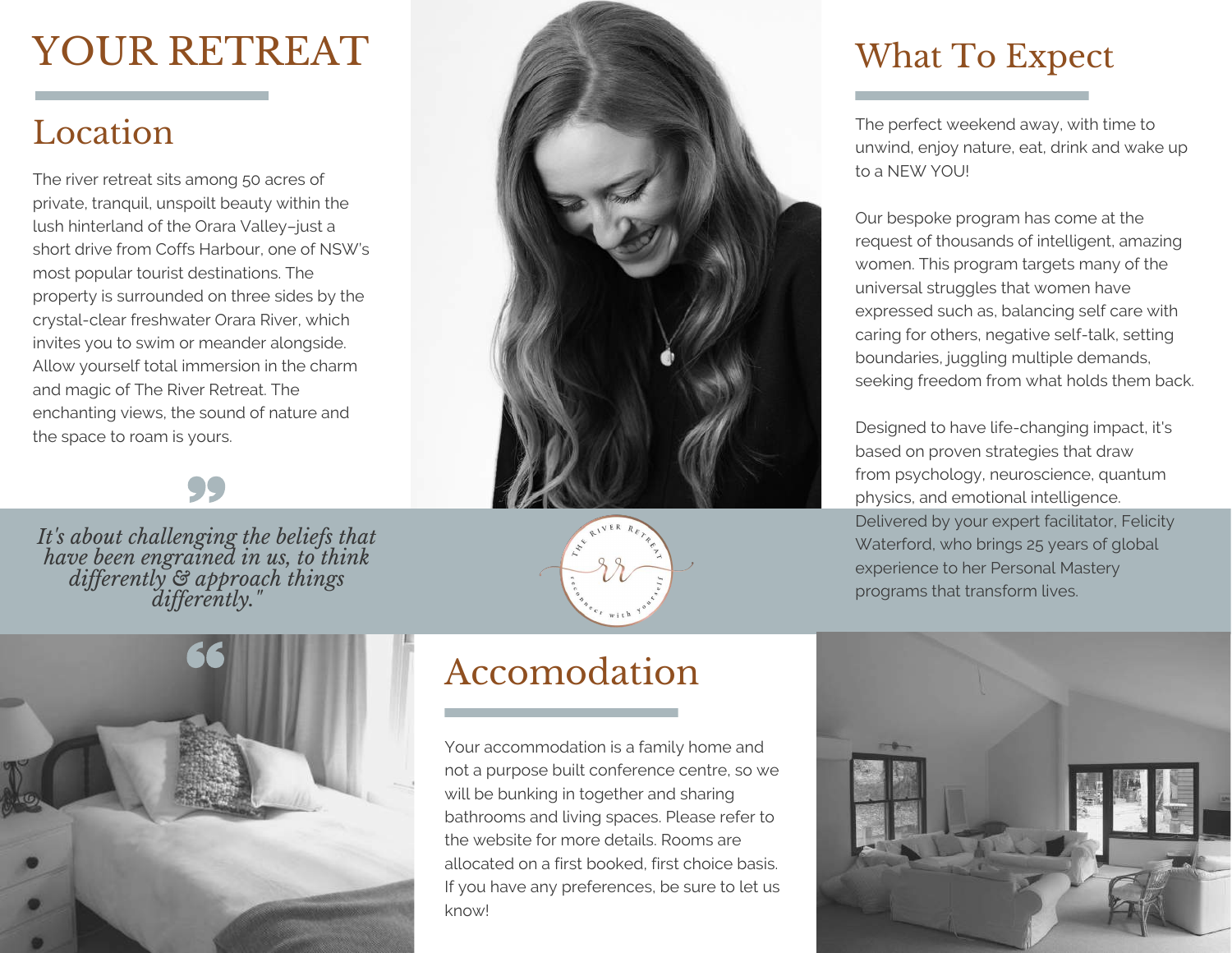# YOUR RETREAT

## Location

The river retreat sits among 50 acres of private, tranquil, unspoilt beauty within the lush hinterland of the Orara Valley–just a short drive from Coffs Harbour, one of NSW's most popular tourist destinations. The property is surrounded on three sides by the crystal-clear freshwater Orara River, which invites you to swim or meander alongside. Allow yourself total immersion in the charm and magic of The River Retreat. The enchanting views, the sound of nature and the space to roam is yours.

> *It's about challenging the beliefs that have been engrained in us, to think differently & approach things differently."*

## What To Expect

The perfect weekend away, with time to unwind, enjoy nature, eat, drink and wake up to a NEW YOU!

Our bespoke program has come at the request of thousands of intelligent, amazing women. This program targets many of the universal struggles that women have expressed such as, balancing self care with caring for others, negative self-talk, setting boundaries, juggling multiple demands, seeking freedom from what holds them back.

Designed to have life-changing impact, it's based on proven strategies that draw from psychology, neuroscience, quantum physics, and emotional intelligence. Delivered by your expert facilitator, Felicity Waterford, who brings 25 years of global experience to her Personal Mastery programs that transform lives.

THE RIVER RETREAT – reconnect with yourself

## Accomodation

Your accommodation is a family home and not a purpose built conference centre, so we will be bunking in together and sharing bathrooms and living spaces. Please refer to the website for more details. Rooms are allocated on a first booked, first choice basis. If you have any preferences, be sure to let us know!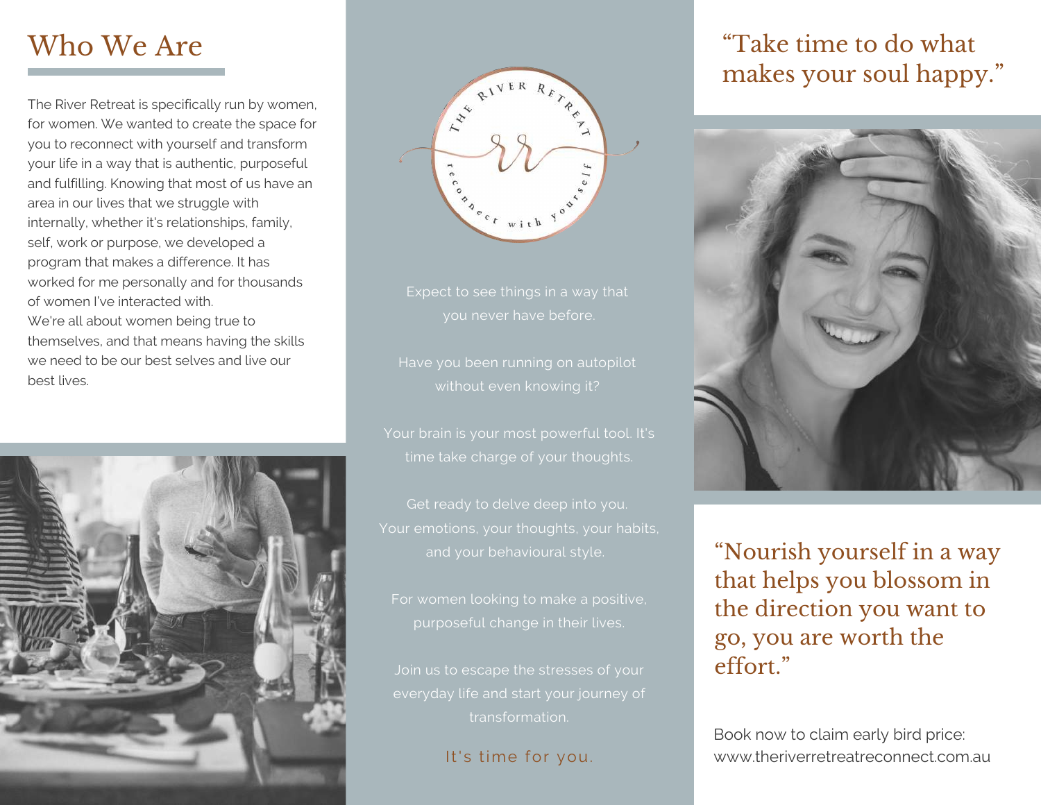# Who We Are

The River Retreat is specifically run by women, for women. We wanted to create the space for you to reconnect with yourself and transform your life in a way that is authentic, purposeful and fulfilling. Knowing that most of us have an area in our lives that we struggle with internally, whether it's relationships, family, self, work or purpose, we developed a program that makes a difference. It has worked for me personally and for thousands of women I've interacted with.
We're all about women being true to themselves, and that means having the skills we need to be our best selves and live our best lives.

THE RIVER RETREAT

reconnect with yourself

Expect to see things in a way that you never have before.

Have you been running on autopilot without even knowing it?

Your brain is your most powerful tool. It's time take charge of your thoughts.

Get ready to delve deep into you. Your emotions, your thoughts, your habits, and your behavioural style.

For women looking to make a positive, purposeful change in their lives.

Join us to escape the stresses of your everyday life and start your journey of transformation.

It's time for you.

## "Take time to do what makes your soul happy."

## "Nourish yourself in a way that helps you blossom in the direction you want to go, you are worth the effort."

Book now to claim early bird price:
www.theriverretreatreconnect.com.au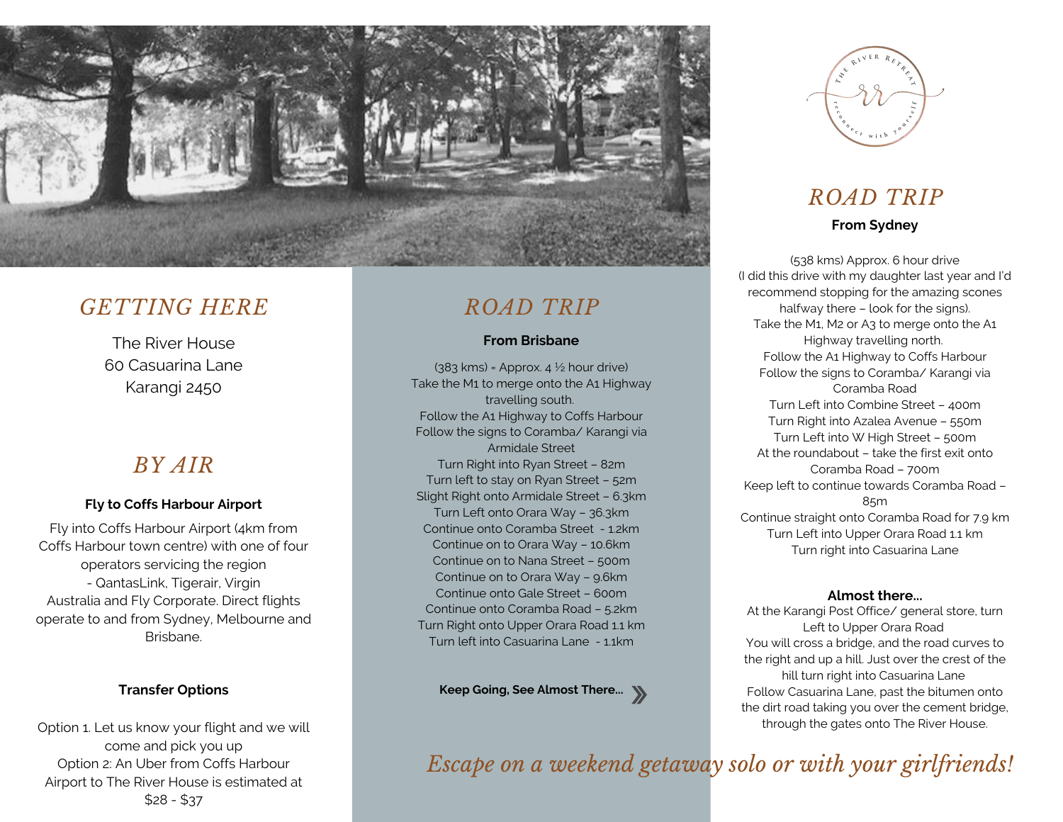## GETTING HERE

The River House
60 Casuarina Lane
Karangi 2450

## BY AIR

**Fly to Coffs Harbour Airport**

Fly into Coffs Harbour Airport (4km from Coffs Harbour town centre) with one of four operators servicing the region - QantasLink, Tigerair, Virgin Australia and Fly Corporate. Direct flights operate to and from Sydney, Melbourne and Brisbane.

**Transfer Options**

Option 1. Let us know your flight and we will come and pick you up
Option 2: An Uber from Coffs Harbour Airport to The River House is estimated at $28 - $37

## ROAD TRIP

**From Brisbane**

(383 kms) = Approx. 4 ½ hour drive)
Take the M1 to merge onto the A1 Highway travelling south.
Follow the A1 Highway to Coffs Harbour
Follow the signs to Coramba/ Karangi via Armidale Street
Turn Right into Ryan Street – 82m
Turn left to stay on Ryan Street – 52m
Slight Right onto Armidale Street – 6.3km
Turn Left onto Orara Way – 36.3km
Continue onto Coramba Street - 1.2km
Continue on to Orara Way – 10.6km
Continue on to Nana Street – 500m
Continue on to Orara Way – 9.6km
Continue onto Gale Street – 600m
Continue onto Coramba Road – 5.2km
Turn Right onto Upper Orara Road 1.1 km
Turn left into Casuarina Lane - 1.1km

**Keep Going, See Almost There...** »

## ROAD TRIP

**From Sydney**

(538 kms) Approx. 6 hour drive
(I did this drive with my daughter last year and I'd recommend stopping for the amazing scones halfway there – look for the signs).
Take the M1, M2 or A3 to merge onto the A1 Highway travelling north.
Follow the A1 Highway to Coffs Harbour
Follow the signs to Coramba/ Karangi via Coramba Road
Turn Left into Combine Street – 400m
Turn Right into Azalea Avenue – 550m
Turn Left into W High Street – 500m
At the roundabout – take the first exit onto Coramba Road – 700m
Keep left to continue towards Coramba Road – 85m
Continue straight onto Coramba Road for 7.9 km
Turn Left into Upper Orara Road 1.1 km
Turn right into Casuarina Lane

**Almost there...**

At the Karangi Post Office/ general store, turn Left to Upper Orara Road
You will cross a bridge, and the road curves to the right and up a hill. Just over the crest of the hill turn right into Casuarina Lane
Follow Casuarina Lane, past the bitumen onto the dirt road taking you over the cement bridge, through the gates onto The River House.

*Escape on a weekend getaway solo or with your girlfriends!*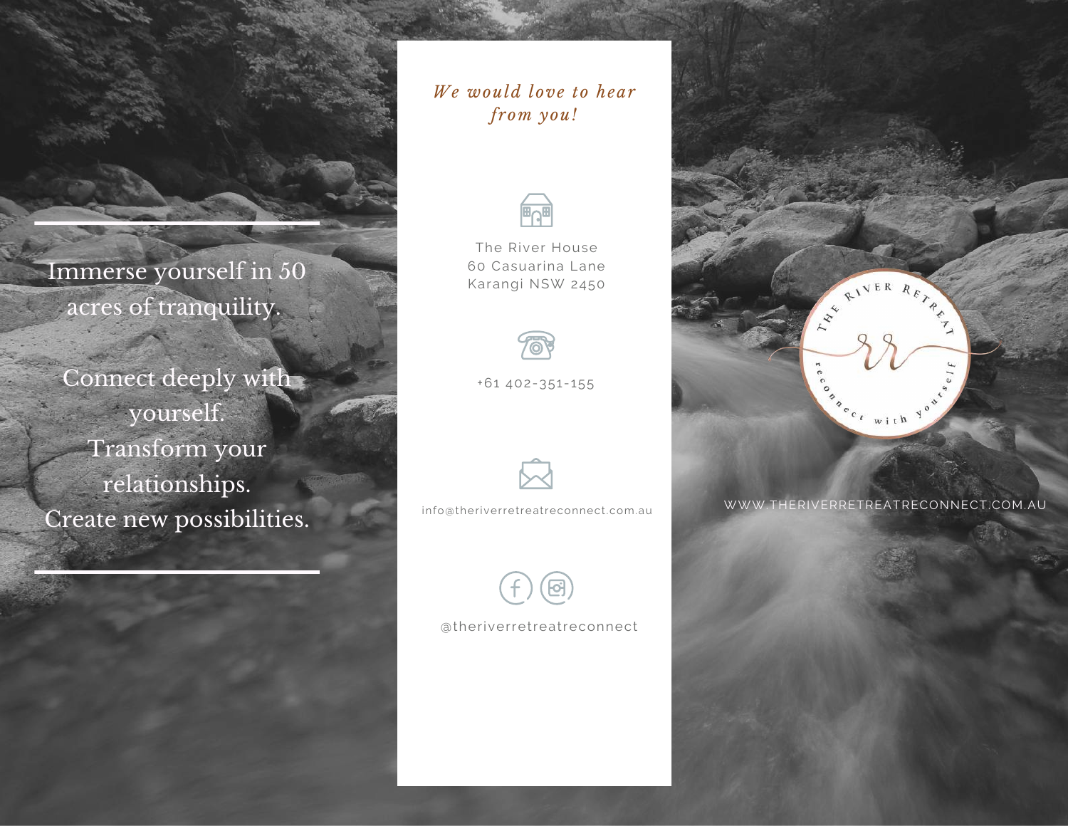Immerse yourself in 50 acres of tranquility.

Connect deeply with yourself.
Transform your relationships.
Create new possibilities.

*We would love to hear from you!*

The River House
60 Casuarina Lane
Karangi NSW 2450

+61 402-351-155

info@theriverretreatreconnect.com.au

@theriverretreatreconnect

THE RIVER RETREAT
reconnect with yourself

WWW.THERIVERRETREATRECONNECT.COM.AU